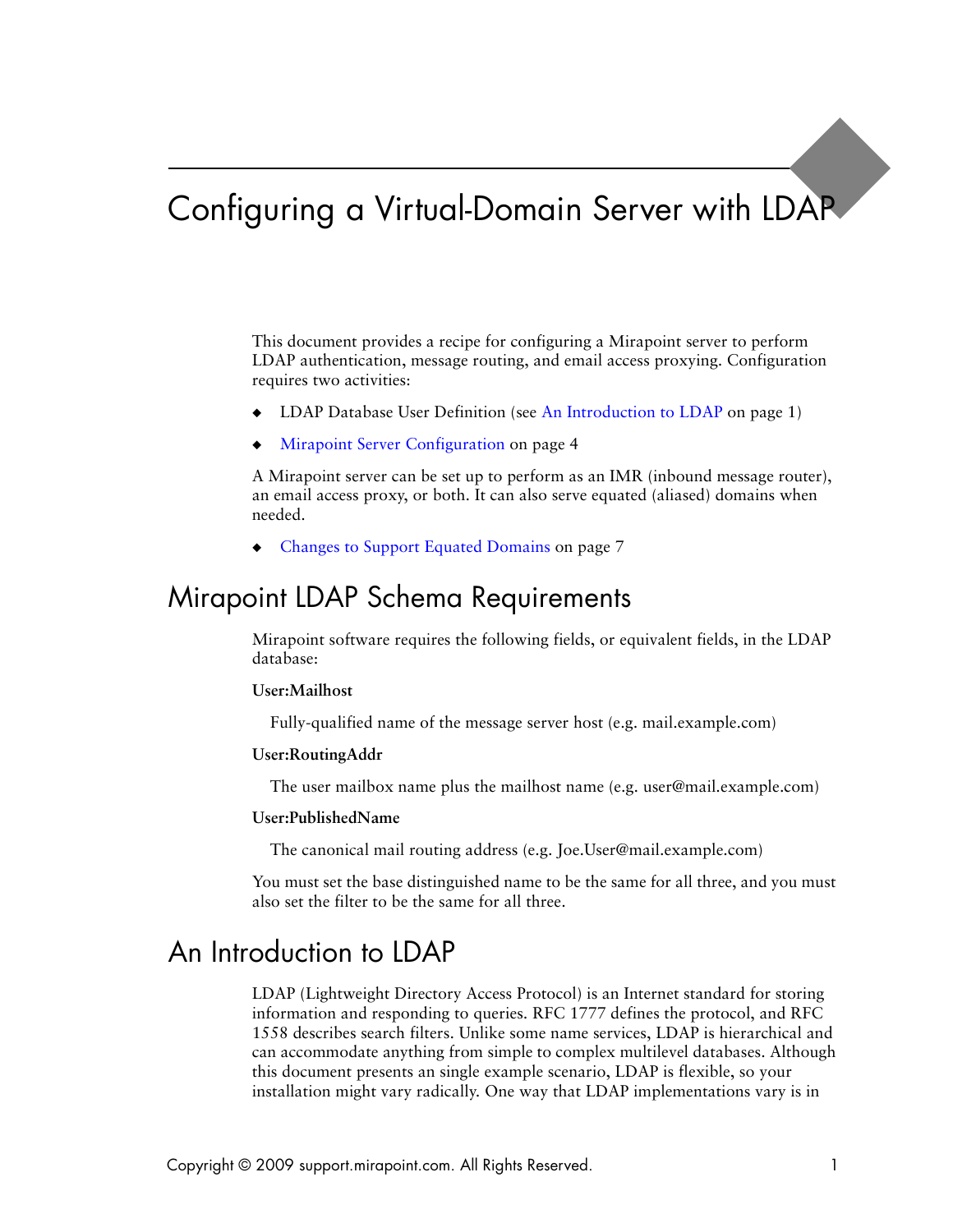# Configuring a Virtual-Domain Server with LDAP

This document provides a recipe for configuring a Mirapoint server to perform LDAP authentication, message routing, and email access proxying. Configuration requires two activities:

- LDAP Database User Definition (see An Introduction to LDAP on page 1)
- Mirapoint Server Configuration on page 4

A Mirapoint server can be set up to perform as an IMR (inbound message router), an email access proxy, or both. It can also serve equated (aliased) domains when needed.

- Changes to Support Equated Domains on page 7

## Mirapoint LDAP Schema Requirements

Mirapoint software requires the following fields, or equivalent fields, in the LDAP database:

**User:Mailhost**

Fully-qualified name of the message server host (e.g. mail.example.com)

**User:RoutingAddr**

The user mailbox name plus the mailhost name (e.g. user@mail.example.com)

**User:PublishedName**

The canonical mail routing address (e.g. Joe.User@mail.example.com)

You must set the base distinguished name to be the same for all three, and you must also set the filter to be the same for all three.

## An Introduction to LDAP

LDAP (Lightweight Directory Access Protocol) is an Internet standard for storing information and responding to queries. RFC 1777 defines the protocol, and RFC 1558 describes search filters. Unlike some name services, LDAP is hierarchical and can accommodate anything from simple to complex multilevel databases. Although this document presents an single example scenario, LDAP is flexible, so your installation might vary radically. One way that LDAP implementations vary is in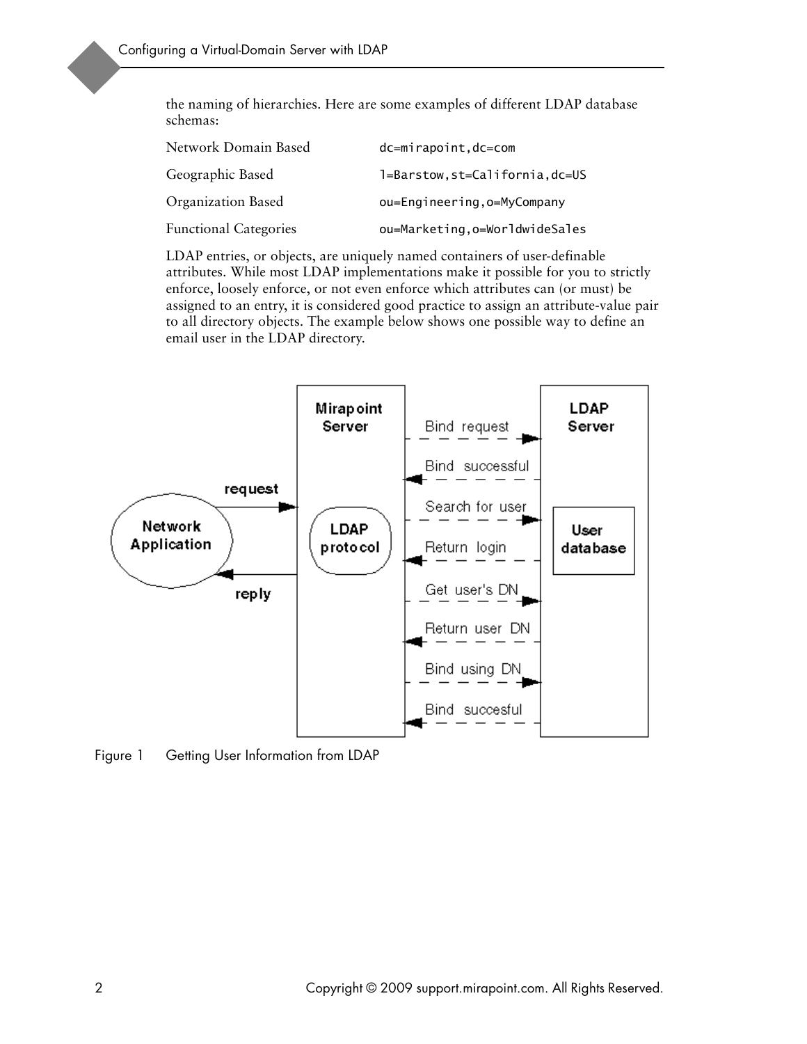the naming of hierarchies. Here are some examples of different LDAP database schemas:

| | |
|---|---|
| Network Domain Based | `dc=mirapoint,dc=com` |
| Geographic Based | `l=Barstow,st=California,dc=US` |
| Organization Based | `ou=Engineering,o=MyCompany` |
| Functional Categories | `ou=Marketing,o=WorldwideSales` |

LDAP entries, or objects, are uniquely named containers of user-definable attributes. While most LDAP implementations make it possible for you to strictly enforce, loosely enforce, or not even enforce which attributes can (or must) be assigned to an entry, it is considered good practice to assign an attribute-value pair to all directory objects. The example below shows one possible way to define an email user in the LDAP directory.

Figure 1 Getting User Information from LDAP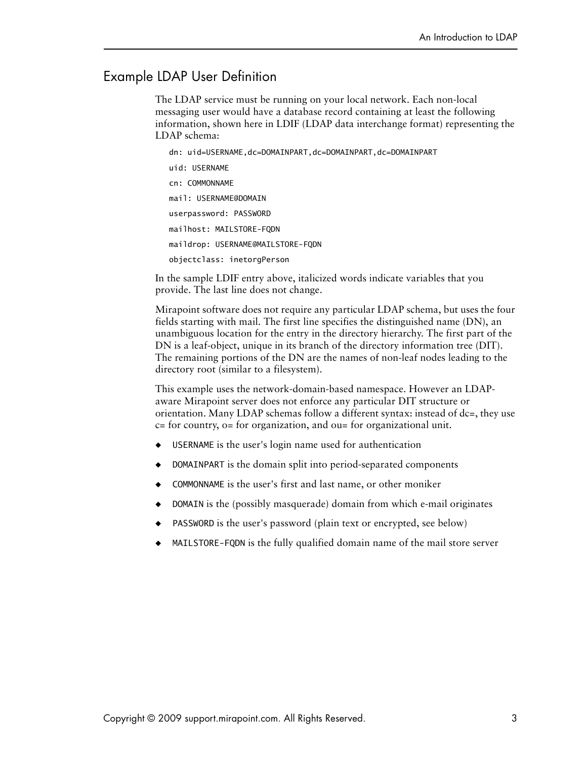## Example LDAP User Definition

The LDAP service must be running on your local network. Each non-local messaging user would have a database record containing at least the following information, shown here in LDIF (LDAP data interchange format) representing the LDAP schema:

```
dn: uid=USERNAME,dc=DOMAINPART,dc=DOMAINPART,dc=DOMAINPART
uid: USERNAME
cn: COMMONNAME
mail: USERNAME@DOMAIN
userpassword: PASSWORD
mailhost: MAILSTORE-FQDN
maildrop: USERNAME@MAILSTORE-FQDN
objectclass: inetorgPerson
```

In the sample LDIF entry above, italicized words indicate variables that you provide. The last line does not change.

Mirapoint software does not require any particular LDAP schema, but uses the four fields starting with mail. The first line specifies the distinguished name (DN), an unambiguous location for the entry in the directory hierarchy. The first part of the DN is a leaf-object, unique in its branch of the directory information tree (DIT). The remaining portions of the DN are the names of non-leaf nodes leading to the directory root (similar to a filesystem).

This example uses the network-domain-based namespace. However an LDAP-aware Mirapoint server does not enforce any particular DIT structure or orientation. Many LDAP schemas follow a different syntax: instead of dc=, they use c= for country, o= for organization, and ou= for organizational unit.

- `USERNAME` is the user's login name used for authentication
- `DOMAINPART` is the domain split into period-separated components
- `COMMONNAME` is the user's first and last name, or other moniker
- `DOMAIN` is the (possibly masquerade) domain from which e-mail originates
- `PASSWORD` is the user's password (plain text or encrypted, see below)
- `MAILSTORE-FQDN` is the fully qualified domain name of the mail store server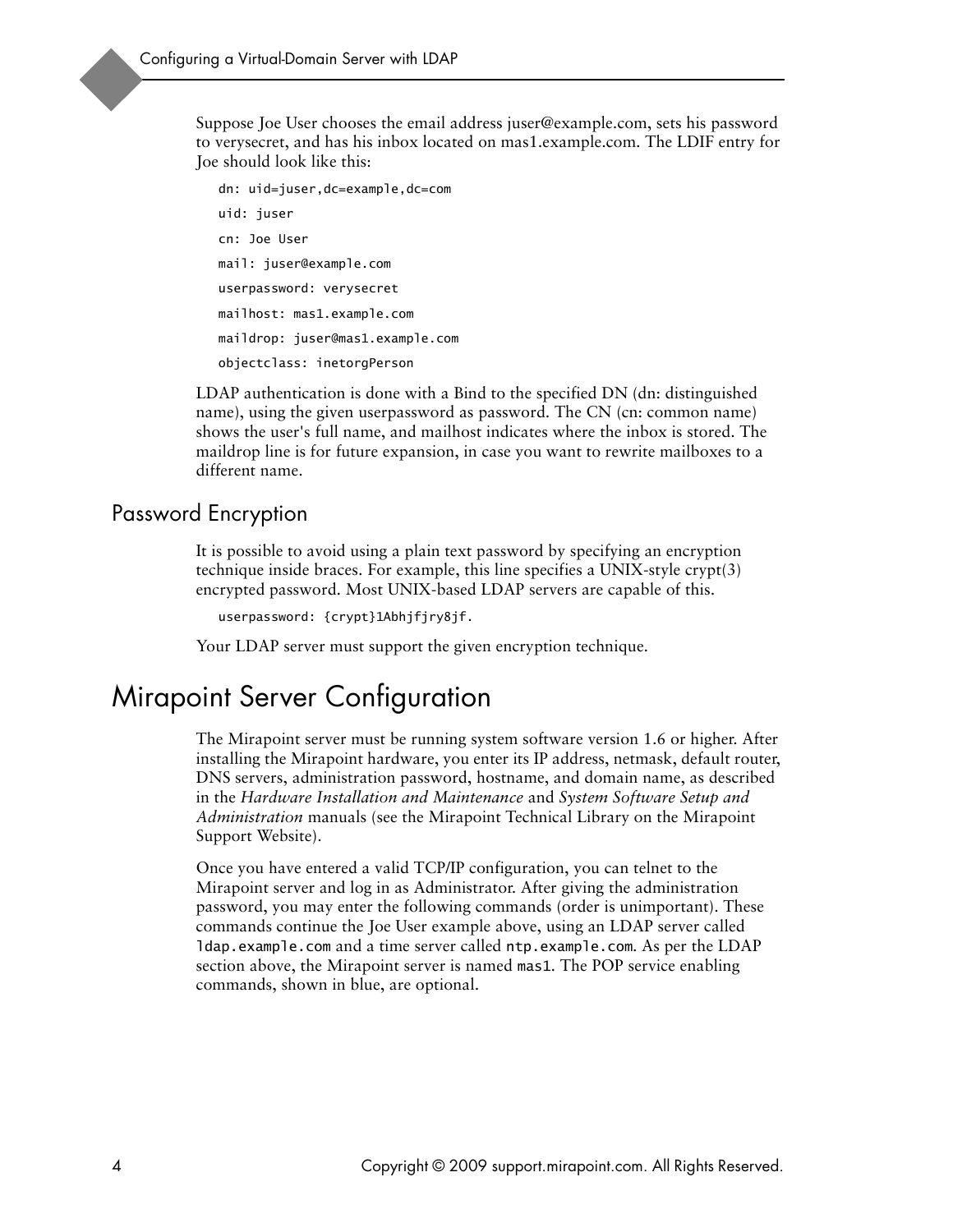Suppose Joe User chooses the email address juser@example.com, sets his password to verysecret, and has his inbox located on mas1.example.com. The LDIF entry for Joe should look like this:

```
dn: uid=juser,dc=example,dc=com
uid: juser
cn: Joe User
mail: juser@example.com
userpassword: verysecret
mailhost: mas1.example.com
maildrop: juser@mas1.example.com
objectclass: inetorgPerson
```

LDAP authentication is done with a Bind to the specified DN (dn: distinguished name), using the given userpassword as password. The CN (cn: common name) shows the user's full name, and mailhost indicates where the inbox is stored. The maildrop line is for future expansion, in case you want to rewrite mailboxes to a different name.

## Password Encryption

It is possible to avoid using a plain text password by specifying an encryption technique inside braces. For example, this line specifies a UNIX-style crypt(3) encrypted password. Most UNIX-based LDAP servers are capable of this.

```
userpassword: {crypt}1Abhjfjry8jf.
```

Your LDAP server must support the given encryption technique.

# Mirapoint Server Configuration

The Mirapoint server must be running system software version 1.6 or higher. After installing the Mirapoint hardware, you enter its IP address, netmask, default router, DNS servers, administration password, hostname, and domain name, as described in the *Hardware Installation and Maintenance* and *System Software Setup and Administration* manuals (see the Mirapoint Technical Library on the Mirapoint Support Website).

Once you have entered a valid TCP/IP configuration, you can telnet to the Mirapoint server and log in as Administrator. After giving the administration password, you may enter the following commands (order is unimportant). These commands continue the Joe User example above, using an LDAP server called `ldap.example.com` and a time server called `ntp.example.com`. As per the LDAP section above, the Mirapoint server is named `mas1`. The POP service enabling commands, shown in blue, are optional.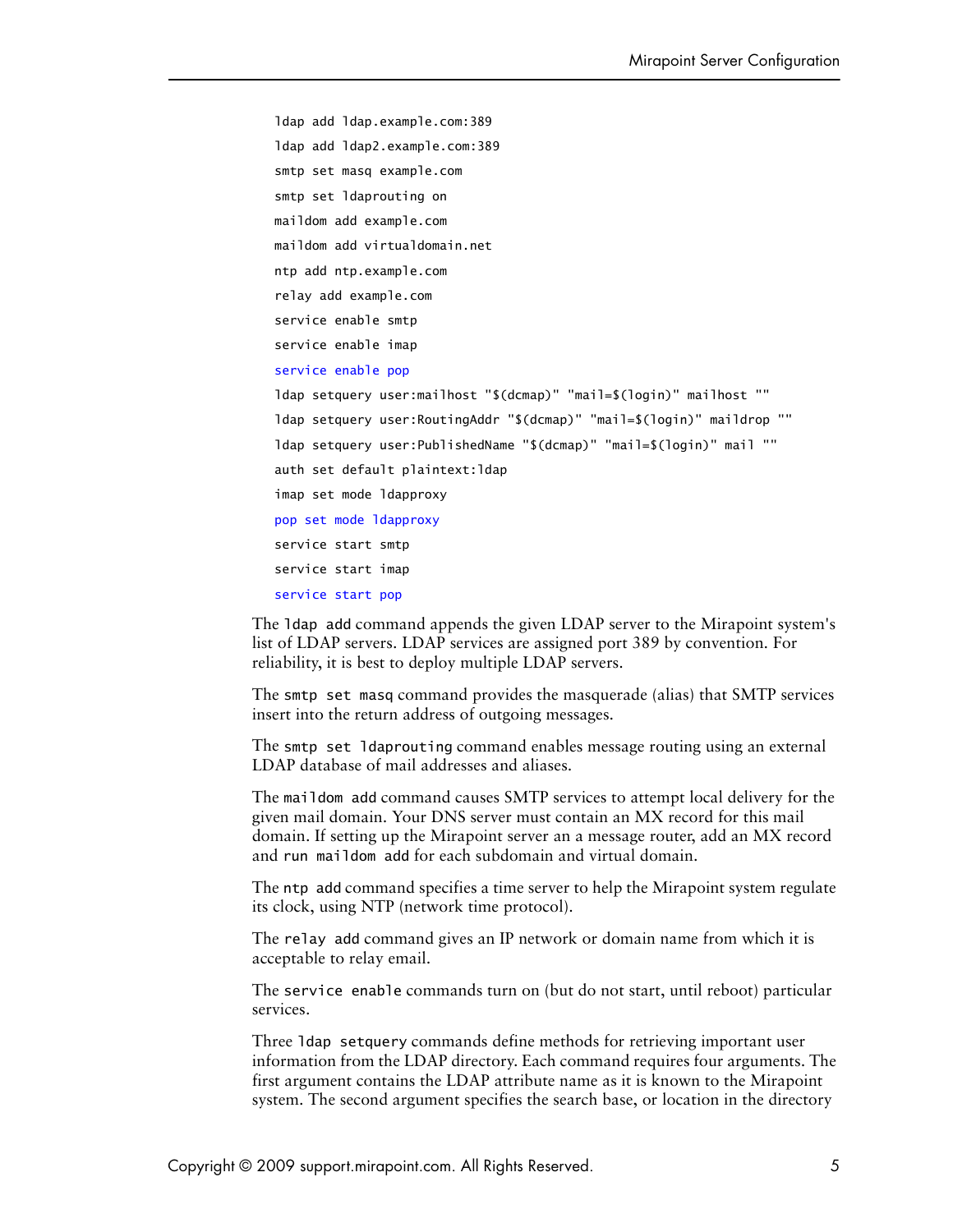```
ldap add ldap.example.com:389
ldap add ldap2.example.com:389
smtp set masq example.com
smtp set ldaprouting on
maildom add example.com
maildom add virtualdomain.net
ntp add ntp.example.com
relay add example.com
service enable smtp
service enable imap
service enable pop
ldap setquery user:mailhost "$(dcmap)" "mail=$(login)" mailhost ""
ldap setquery user:RoutingAddr "$(dcmap)" "mail=$(login)" maildrop ""
ldap setquery user:PublishedName "$(dcmap)" "mail=$(login)" mail ""
auth set default plaintext:ldap
imap set mode ldapproxy
pop set mode ldapproxy
service start smtp
service start imap
service start pop
```

The `ldap add` command appends the given LDAP server to the Mirapoint system's list of LDAP servers. LDAP services are assigned port 389 by convention. For reliability, it is best to deploy multiple LDAP servers.

The `smtp set masq` command provides the masquerade (alias) that SMTP services insert into the return address of outgoing messages.

The `smtp set ldaprouting` command enables message routing using an external LDAP database of mail addresses and aliases.

The `maildom add` command causes SMTP services to attempt local delivery for the given mail domain. Your DNS server must contain an MX record for this mail domain. If setting up the Mirapoint server an a message router, add an MX record and `run maildom add` for each subdomain and virtual domain.

The `ntp add` command specifies a time server to help the Mirapoint system regulate its clock, using NTP (network time protocol).

The `relay add` command gives an IP network or domain name from which it is acceptable to relay email.

The `service enable` commands turn on (but do not start, until reboot) particular services.

Three `ldap setquery` commands define methods for retrieving important user information from the LDAP directory. Each command requires four arguments. The first argument contains the LDAP attribute name as it is known to the Mirapoint system. The second argument specifies the search base, or location in the directory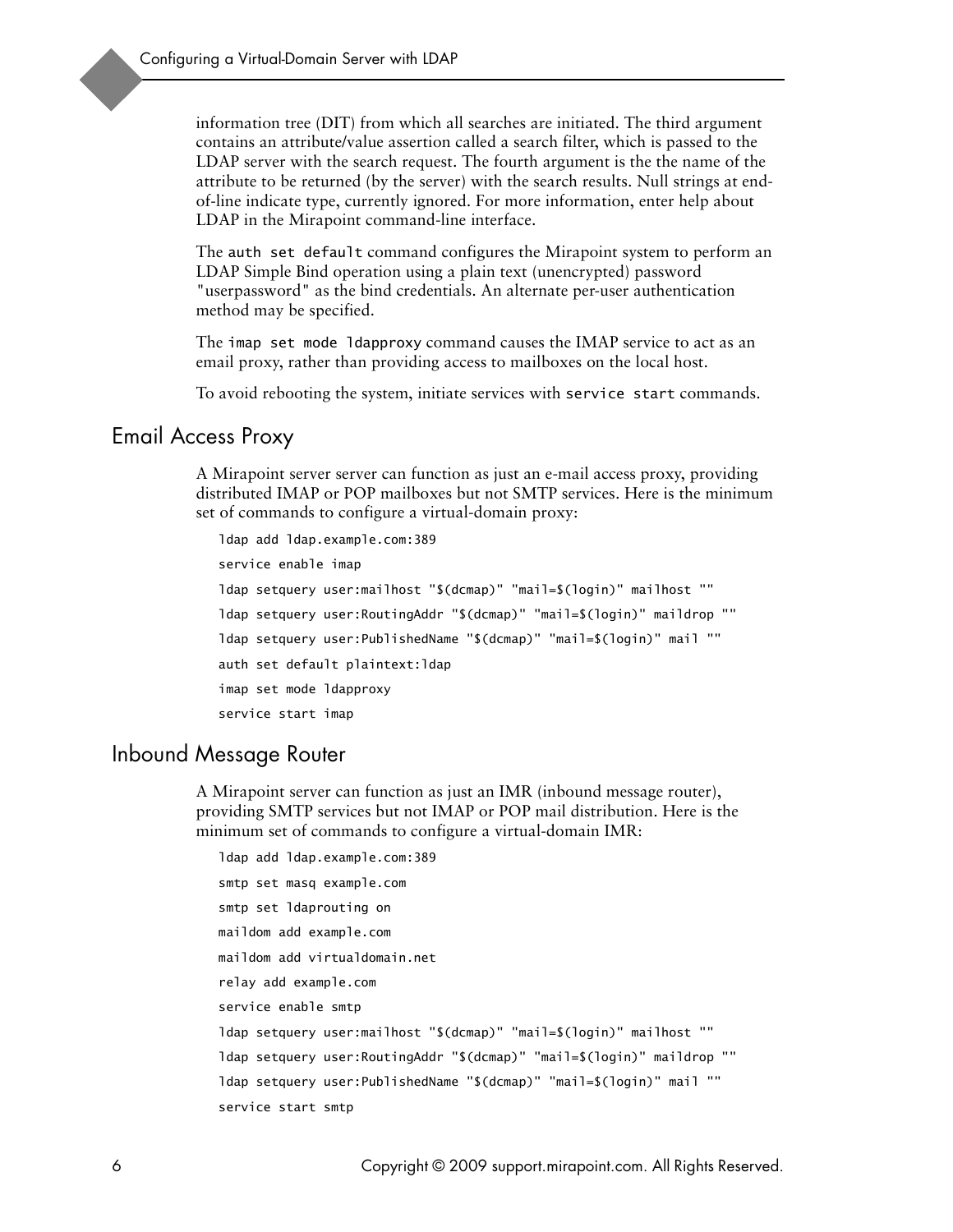information tree (DIT) from which all searches are initiated. The third argument contains an attribute/value assertion called a search filter, which is passed to the LDAP server with the search request. The fourth argument is the the name of the attribute to be returned (by the server) with the search results. Null strings at end-of-line indicate type, currently ignored. For more information, enter help about LDAP in the Mirapoint command-line interface.

The `auth set default` command configures the Mirapoint system to perform an LDAP Simple Bind operation using a plain text (unencrypted) password "userpassword" as the bind credentials. An alternate per-user authentication method may be specified.

The `imap set mode ldapproxy` command causes the IMAP service to act as an email proxy, rather than providing access to mailboxes on the local host.

To avoid rebooting the system, initiate services with `service start` commands.

## Email Access Proxy

A Mirapoint server server can function as just an e-mail access proxy, providing distributed IMAP or POP mailboxes but not SMTP services. Here is the minimum set of commands to configure a virtual-domain proxy:

```
ldap add ldap.example.com:389
service enable imap
ldap setquery user:mailhost "$(dcmap)" "mail=$(login)" mailhost ""
ldap setquery user:RoutingAddr "$(dcmap)" "mail=$(login)" maildrop ""
ldap setquery user:PublishedName "$(dcmap)" "mail=$(login)" mail ""
auth set default plaintext:ldap
imap set mode ldapproxy
service start imap
```

## Inbound Message Router

A Mirapoint server can function as just an IMR (inbound message router), providing SMTP services but not IMAP or POP mail distribution. Here is the minimum set of commands to configure a virtual-domain IMR:

```
ldap add ldap.example.com:389
smtp set masq example.com
smtp set ldaprouting on
maildom add example.com
maildom add virtualdomain.net
relay add example.com
service enable smtp
ldap setquery user:mailhost "$(dcmap)" "mail=$(login)" mailhost ""
ldap setquery user:RoutingAddr "$(dcmap)" "mail=$(login)" maildrop ""
ldap setquery user:PublishedName "$(dcmap)" "mail=$(login)" mail ""
service start smtp
```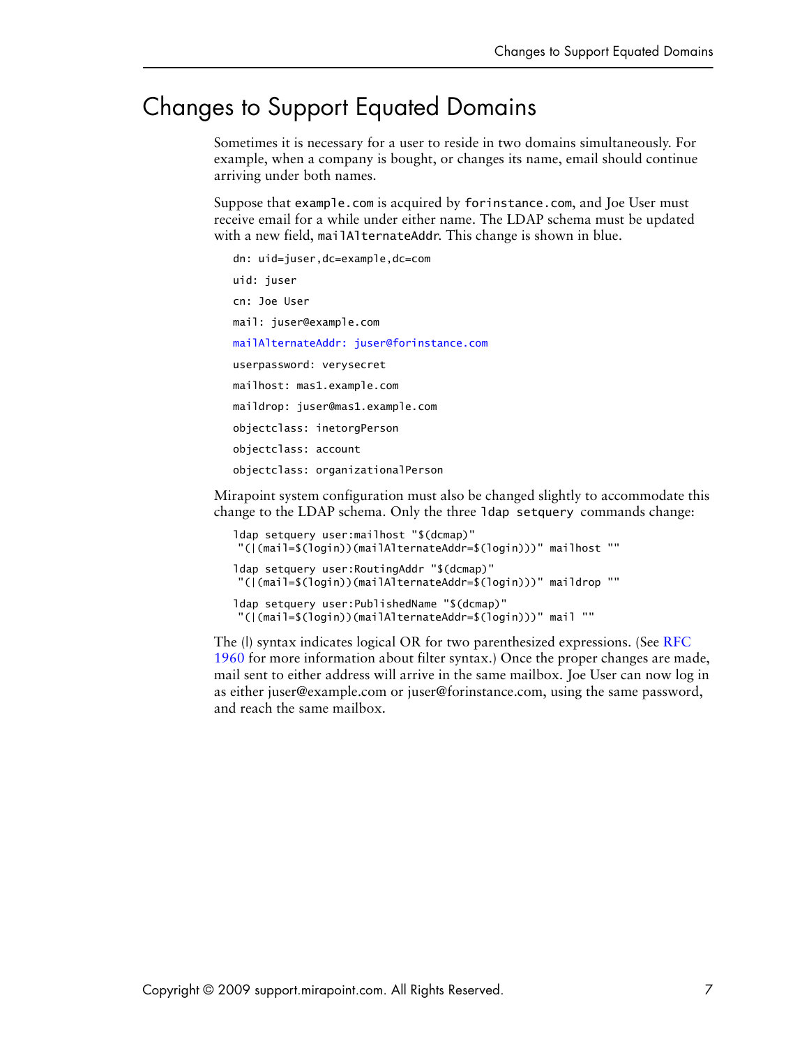# Changes to Support Equated Domains

Sometimes it is necessary for a user to reside in two domains simultaneously. For example, when a company is bought, or changes its name, email should continue arriving under both names.

Suppose that `example.com` is acquired by `forinstance.com`, and Joe User must receive email for a while under either name. The LDAP schema must be updated with a new field, `mailAlternateAddr`. This change is shown in blue.

```
dn: uid=juser,dc=example,dc=com
uid: juser
cn: Joe User
mail: juser@example.com
mailAlternateAddr: juser@forinstance.com
userpassword: verysecret
mailhost: mas1.example.com
maildrop: juser@mas1.example.com
objectclass: inetorgPerson
objectclass: account
objectclass: organizationalPerson
```

Mirapoint system configuration must also be changed slightly to accommodate this change to the LDAP schema. Only the three `ldap setquery` commands change:

```
ldap setquery user:mailhost "$(dcmap)"
 "(|(mail=$(login))(mailAlternateAddr=$(login)))" mailhost ""

ldap setquery user:RoutingAddr "$(dcmap)"
 "(|(mail=$(login))(mailAlternateAddr=$(login)))" maildrop ""

ldap setquery user:PublishedName "$(dcmap)"
 "(|(mail=$(login))(mailAlternateAddr=$(login)))" mail ""
```

The (|) syntax indicates logical OR for two parenthesized expressions. (See RFC 1960 for more information about filter syntax.) Once the proper changes are made, mail sent to either address will arrive in the same mailbox. Joe User can now log in as either juser@example.com or juser@forinstance.com, using the same password, and reach the same mailbox.